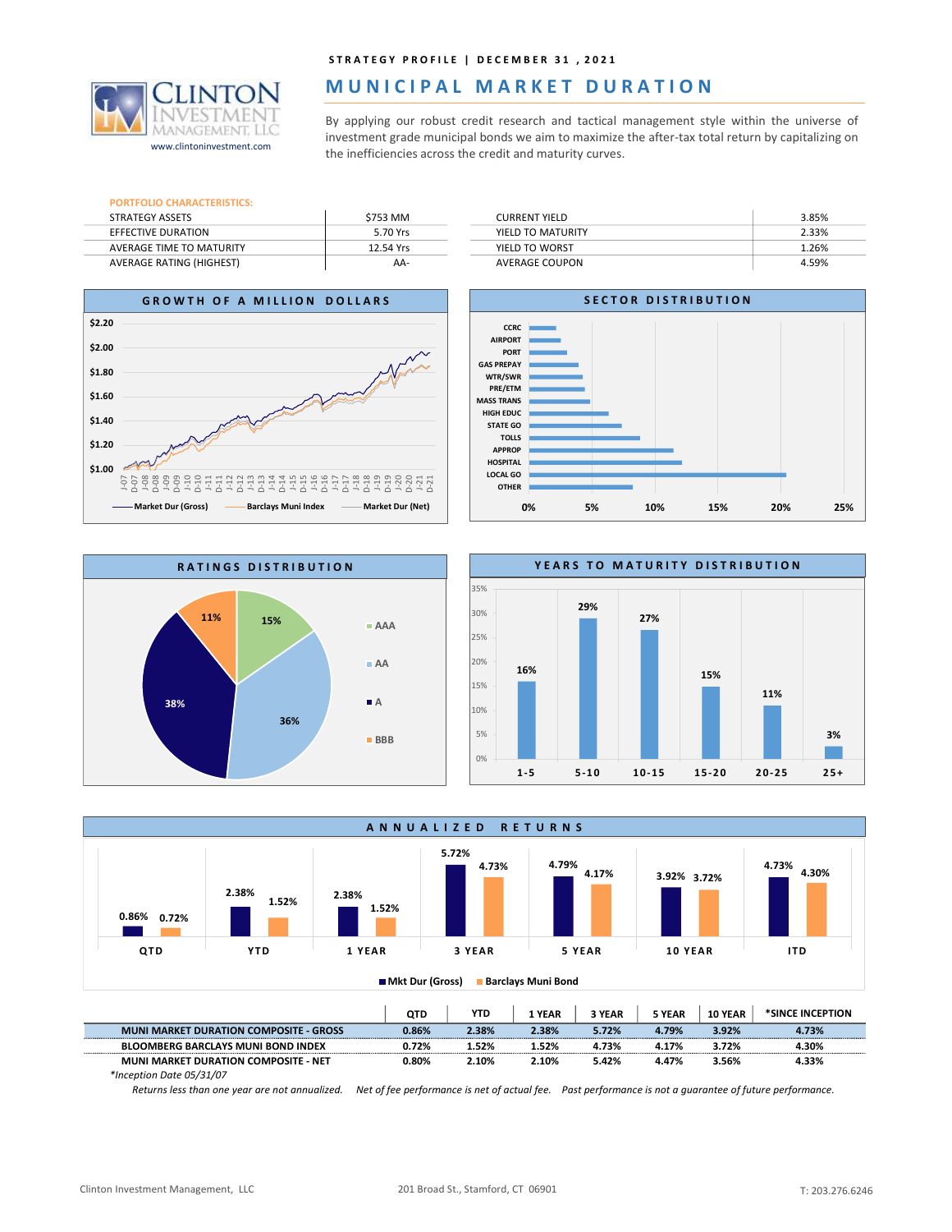STRATEGY PROFILE | DECEMBER 31 , 2021

# MUNICIPAL MARKET DURATION

Clinton Investment Management, LLC
www.clintoninvestment.com

By applying our robust credit research and tactical management style within the universe of investment grade municipal bonds we aim to maximize the after-tax total return by capitalizing on the inefficiencies across the credit and maturity curves.

**PORTFOLIO CHARACTERISTICS:**

| | | | |
|---|---|---|---|
| STRATEGY ASSETS | $753 MM | CURRENT YIELD | 3.85% |
| EFFECTIVE DURATION | 5.70 Yrs | YIELD TO MATURITY | 2.33% |
| AVERAGE TIME TO MATURITY | 12.54 Yrs | YIELD TO WORST | 1.26% |
| AVERAGE RATING (HIGHEST) | AA- | AVERAGE COUPON | 4.59% |

## GROWTH OF A MILLION DOLLARS

Market Dur (Gross) — Barclays Muni Index — Market Dur (Net)

## SECTOR DISTRIBUTION

CCRC, AIRPORT, PORT, GAS PREPAY, WTR/SWR, PRE/ETM, MASS TRANS, HIGH EDUC, STATE GO, TOLLS, APPROP, HOSPITAL, LOCAL GO, OTHER

## RATINGS DISTRIBUTION

| Rating | % |
|---|---|
| AAA | 15% |
| AA | 36% |
| A | 38% |
| BBB | 11% |

## YEARS TO MATURITY DISTRIBUTION

| 1-5 | 5-10 | 10-15 | 15-20 | 20-25 | 25+ |
|---|---|---|---|---|---|
| 16% | 29% | 27% | 15% | 11% | 3% |

## ANNUALIZED RETURNS

| | QTD | YTD | 1 YEAR | 3 YEAR | 5 YEAR | 10 YEAR | ITD |
|---|---|---|---|---|---|---|---|
| Mkt Dur (Gross) | 0.86% | 2.38% | 2.38% | 5.72% | 4.79% | 3.92% | 4.73% |
| Barclays Muni Bond | 0.72% | 1.52% | 1.52% | 4.73% | 4.17% | 3.72% | 4.30% |

| | QTD | YTD | 1 YEAR | 3 YEAR | 5 YEAR | 10 YEAR | *SINCE INCEPTION |
|---|---|---|---|---|---|---|---|
| **MUNI MARKET DURATION COMPOSITE - GROSS** | 0.86% | 2.38% | 2.38% | 5.72% | 4.79% | 3.92% | 4.73% |
| **BLOOMBERG BARCLAYS MUNI BOND INDEX** | 0.72% | 1.52% | 1.52% | 4.73% | 4.17% | 3.72% | 4.30% |
| **MUNI MARKET DURATION COMPOSITE - NET** | 0.80% | 2.10% | 2.10% | 5.42% | 4.47% | 3.56% | 4.33% |

*\*Inception Date 05/31/07*

*Returns less than one year are not annualized. Net of fee performance is net of actual fee. Past performance is not a guarantee of future performance.*

Clinton Investment Management, LLC 201 Broad St., Stamford, CT 06901 T: 203.276.6246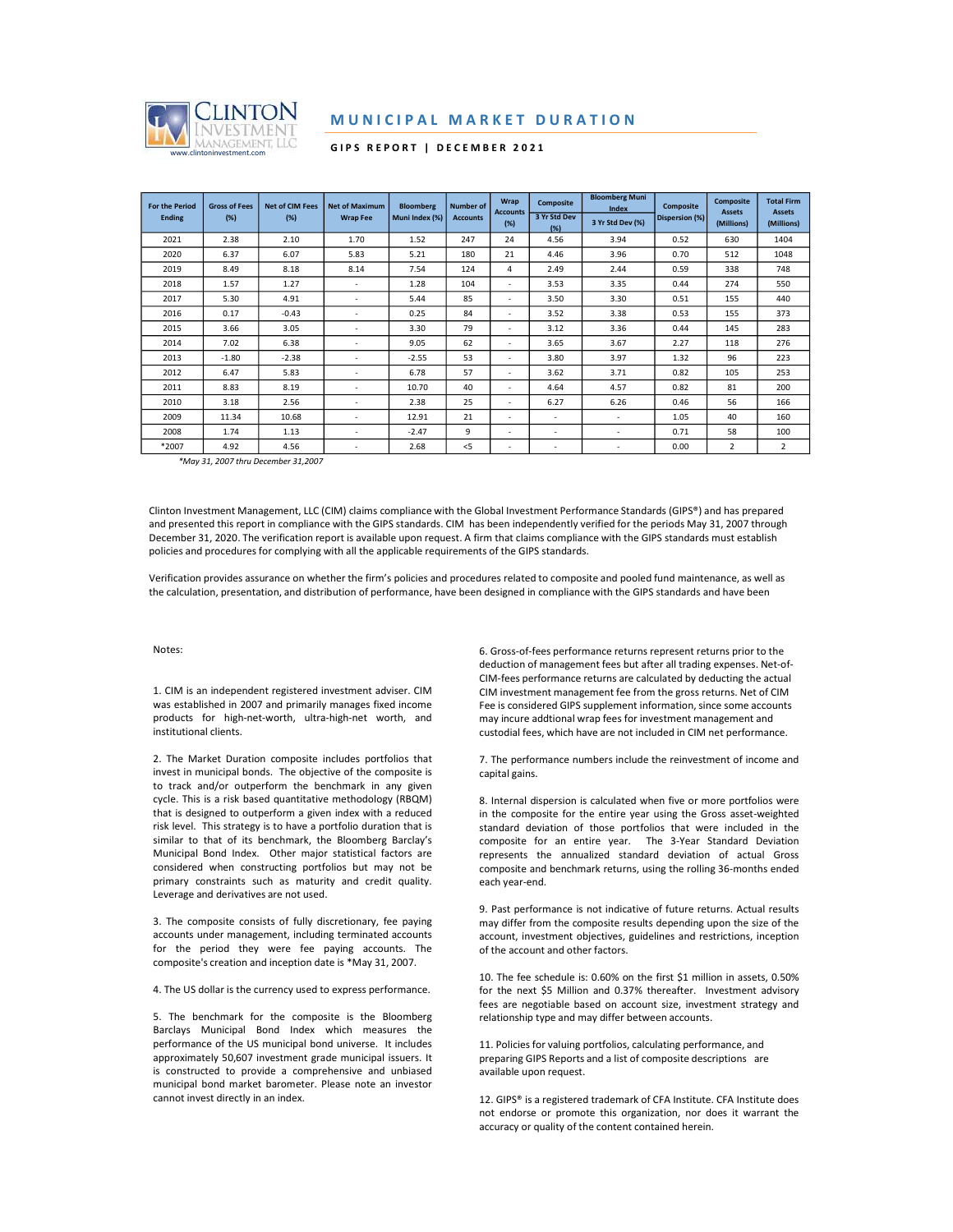# MUNICIPAL MARKET DURATION

**GIPS REPORT | DECEMBER 2021**

| For the Period Ending | Gross of Fees (%) | Net of CIM Fees (%) | Net of Maximum Wrap Fee | Bloomberg Muni Index (%) | Number of Accounts | Wrap Accounts (%) | Composite 3 Yr Std Dev (%) | Bloomberg Muni Index 3 Yr Std Dev (%) | Composite Dispersion (%) | Composite Assets (Millions) | Total Firm Assets (Millions) |
|---|---|---|---|---|---|---|---|---|---|---|---|
| 2021 | 2.38 | 2.10 | 1.70 | 1.52 | 247 | 24 | 4.56 | 3.94 | 0.52 | 630 | 1404 |
| 2020 | 6.37 | 6.07 | 5.83 | 5.21 | 180 | 21 | 4.46 | 3.96 | 0.70 | 512 | 1048 |
| 2019 | 8.49 | 8.18 | 8.14 | 7.54 | 124 | 4 | 2.49 | 2.44 | 0.59 | 338 | 748 |
| 2018 | 1.57 | 1.27 | - | 1.28 | 104 | - | 3.53 | 3.35 | 0.44 | 274 | 550 |
| 2017 | 5.30 | 4.91 | - | 5.44 | 85 | - | 3.50 | 3.30 | 0.51 | 155 | 440 |
| 2016 | 0.17 | -0.43 | - | 0.25 | 84 | - | 3.52 | 3.38 | 0.53 | 155 | 373 |
| 2015 | 3.66 | 3.05 | - | 3.30 | 79 | - | 3.12 | 3.36 | 0.44 | 145 | 283 |
| 2014 | 7.02 | 6.38 | - | 9.05 | 62 | - | 3.65 | 3.67 | 2.27 | 118 | 276 |
| 2013 | -1.80 | -2.38 | - | -2.55 | 53 | - | 3.80 | 3.97 | 1.32 | 96 | 223 |
| 2012 | 6.47 | 5.83 | - | 6.78 | 57 | - | 3.62 | 3.71 | 0.82 | 105 | 253 |
| 2011 | 8.83 | 8.19 | - | 10.70 | 40 | - | 4.64 | 4.57 | 0.82 | 81 | 200 |
| 2010 | 3.18 | 2.56 | - | 2.38 | 25 | - | 6.27 | 6.26 | 0.46 | 56 | 166 |
| 2009 | 11.34 | 10.68 | - | 12.91 | 21 | - | - | - | 1.05 | 40 | 160 |
| 2008 | 1.74 | 1.13 | - | -2.47 | 9 | - | - | - | 0.71 | 58 | 100 |
| *2007 | 4.92 | 4.56 | - | 2.68 | <5 | - | - | - | 0.00 | 2 | 2 |

*\*May 31, 2007 thru December 31,2007*

Clinton Investment Management, LLC (CIM) claims compliance with the Global Investment Performance Standards (GIPS®) and has prepared and presented this report in compliance with the GIPS standards. CIM has been independently verified for the periods May 31, 2007 through December 31, 2020. The verification report is available upon request. A firm that claims compliance with the GIPS standards must establish policies and procedures for complying with all the applicable requirements of the GIPS standards.

Verification provides assurance on whether the firm's policies and procedures related to composite and pooled fund maintenance, as well as the calculation, presentation, and distribution of performance, have been designed in compliance with the GIPS standards and have been

Notes:

1. CIM is an independent registered investment adviser. CIM was established in 2007 and primarily manages fixed income products for high-net-worth, ultra-high-net worth, and institutional clients.

2. The Market Duration composite includes portfolios that invest in municipal bonds. The objective of the composite is to track and/or outperform the benchmark in any given cycle. This is a risk based quantitative methodology (RBQM) that is designed to outperform a given index with a reduced risk level. This strategy is to have a portfolio duration that is similar to that of its benchmark, the Bloomberg Barclay's Municipal Bond Index. Other major statistical factors are considered when constructing portfolios but may not be primary constraints such as maturity and credit quality. Leverage and derivatives are not used.

3. The composite consists of fully discretionary, fee paying accounts under management, including terminated accounts for the period they were fee paying accounts. The composite's creation and inception date is *May 31, 2007.

4. The US dollar is the currency used to express performance.

5. The benchmark for the composite is the Bloomberg Barclays Municipal Bond Index which measures the performance of the US municipal bond universe. It includes approximately 50,607 investment grade municipal issuers. It is constructed to provide a comprehensive and unbiased municipal bond market barometer. Please note an investor cannot invest directly in an index.

6. Gross-of-fees performance returns represent returns prior to the deduction of management fees but after all trading expenses. Net-of-CIM-fees performance returns are calculated by deducting the actual CIM investment management fee from the gross returns. Net of CIM Fee is considered GIPS supplement information, since some accounts may incure addtional wrap fees for investment management and custodial fees, which have are not included in CIM net performance.

7. The performance numbers include the reinvestment of income and capital gains.

8. Internal dispersion is calculated when five or more portfolios were in the composite for the entire year using the Gross asset-weighted standard deviation of those portfolios that were included in the composite for an entire year. The 3-Year Standard Deviation represents the annualized standard deviation of actual Gross composite and benchmark returns, using the rolling 36-months ended each year-end.

9. Past performance is not indicative of future returns. Actual results may differ from the composite results depending upon the size of the account, investment objectives, guidelines and restrictions, inception of the account and other factors.

10. The fee schedule is: 0.60% on the first $1 million in assets, 0.50% for the next $5 Million and 0.37% thereafter. Investment advisory fees are negotiable based on account size, investment strategy and relationship type and may differ between accounts.

11. Policies for valuing portfolios, calculating performance, and preparing GIPS Reports and a list of composite descriptions are available upon request.

12. GIPS® is a registered trademark of CFA Institute. CFA Institute does not endorse or promote this organization, nor does it warrant the accuracy or quality of the content contained herein.